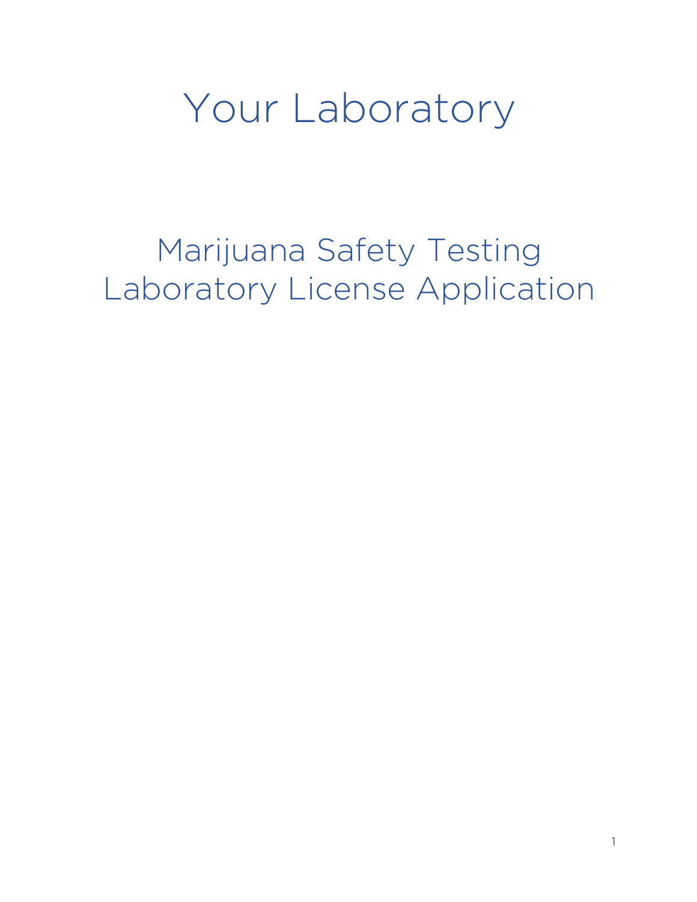# Your Laboratory

## Marijuana Safety Testing Laboratory License Application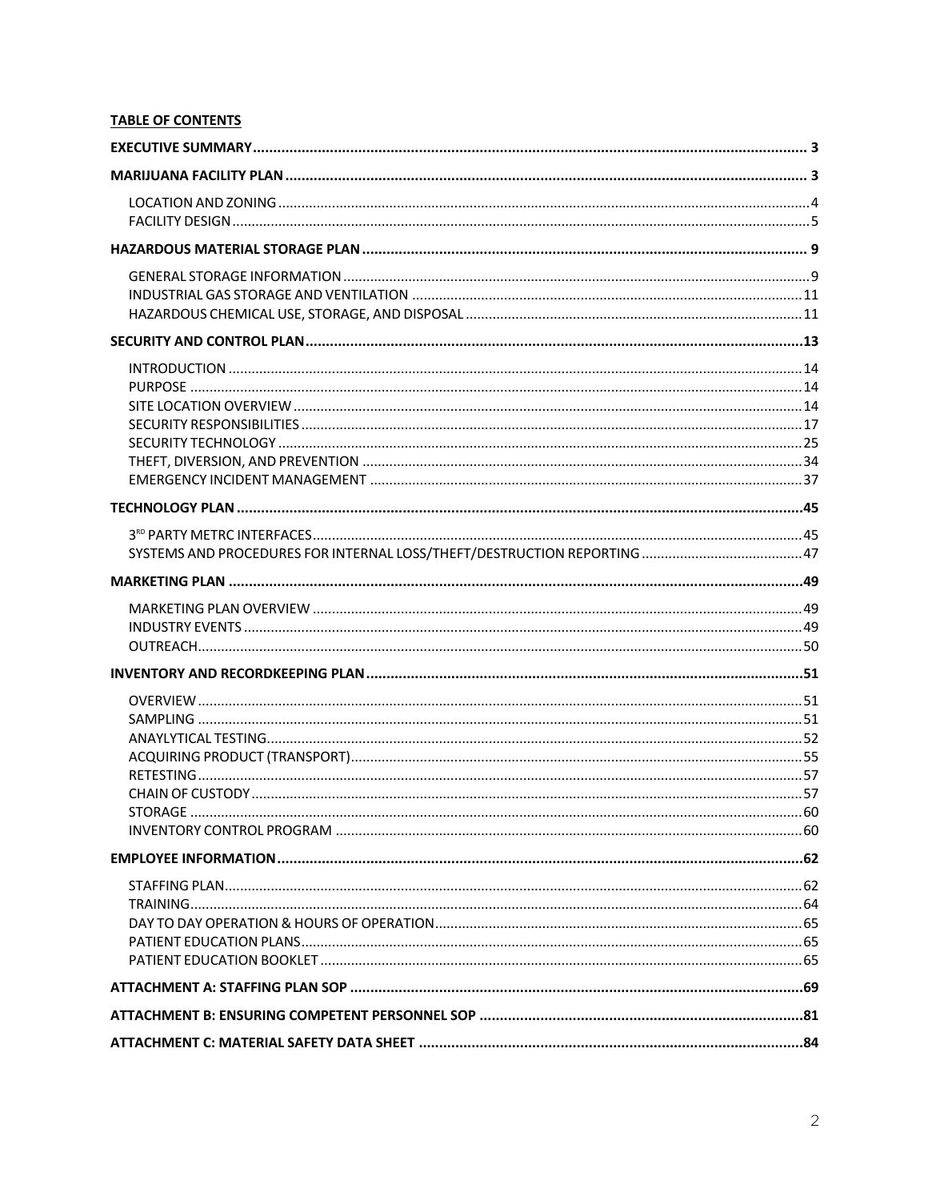**TABLE OF CONTENTS**

**EXECUTIVE SUMMARY** ..... 3

**MARIJUANA FACILITY PLAN** ..... 3

- LOCATION AND ZONING ..... 4
- FACILITY DESIGN ..... 5

**HAZARDOUS MATERIAL STORAGE PLAN** ..... 9

- GENERAL STORAGE INFORMATION ..... 9
- INDUSTRIAL GAS STORAGE AND VENTILATION ..... 11
- HAZARDOUS CHEMICAL USE, STORAGE, AND DISPOSAL ..... 11

**SECURITY AND CONTROL PLAN** ..... 13

- INTRODUCTION ..... 14
- PURPOSE ..... 14
- SITE LOCATION OVERVIEW ..... 14
- SECURITY RESPONSIBILITIES ..... 17
- SECURITY TECHNOLOGY ..... 25
- THEFT, DIVERSION, AND PREVENTION ..... 34
- EMERGENCY INCIDENT MANAGEMENT ..... 37

**TECHNOLOGY PLAN** ..... 45

- 3RD PARTY METRC INTERFACES ..... 45
- SYSTEMS AND PROCEDURES FOR INTERNAL LOSS/THEFT/DESTRUCTION REPORTING ..... 47

**MARKETING PLAN** ..... 49

- MARKETING PLAN OVERVIEW ..... 49
- INDUSTRY EVENTS ..... 49
- OUTREACH ..... 50

**INVENTORY AND RECORDKEEPING PLAN** ..... 51

- OVERVIEW ..... 51
- SAMPLING ..... 51
- ANAYLYTICAL TESTING ..... 52
- ACQUIRING PRODUCT (TRANSPORT) ..... 55
- RETESTING ..... 57
- CHAIN OF CUSTODY ..... 57
- STORAGE ..... 60
- INVENTORY CONTROL PROGRAM ..... 60

**EMPLOYEE INFORMATION** ..... 62

- STAFFING PLAN ..... 62
- TRAINING ..... 64
- DAY TO DAY OPERATION & HOURS OF OPERATION ..... 65
- PATIENT EDUCATION PLANS ..... 65
- PATIENT EDUCATION BOOKLET ..... 65

**ATTACHMENT A: STAFFING PLAN SOP** ..... 69

**ATTACHMENT B: ENSURING COMPETENT PERSONNEL SOP** ..... 81

**ATTACHMENT C: MATERIAL SAFETY DATA SHEET** ..... 84